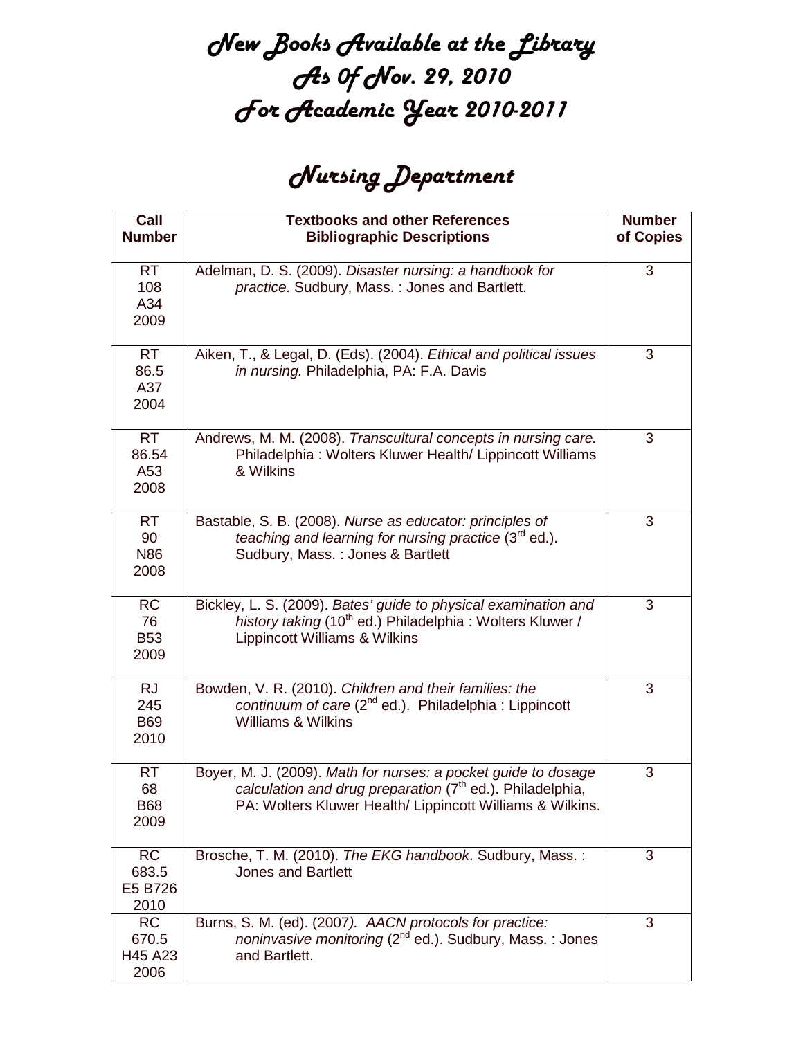# New Books Available at the Library
# As Of Nov. 29, 2010
# For Academic Year 2010-2011

## Nursing Department

| Call Number | Textbooks and other References Bibliographic Descriptions | Number of Copies |
|---|---|---|
| RT 108 A34 2009 | Adelman, D. S. (2009). *Disaster nursing: a handbook for practice*. Sudbury, Mass. : Jones and Bartlett. | 3 |
| RT 86.5 A37 2004 | Aiken, T., & Legal, D. (Eds). (2004). *Ethical and political issues in nursing.* Philadelphia, PA: F.A. Davis | 3 |
| RT 86.54 A53 2008 | Andrews, M. M. (2008). *Transcultural concepts in nursing care.* Philadelphia : Wolters Kluwer Health/ Lippincott Williams & Wilkins | 3 |
| RT 90 N86 2008 | Bastable, S. B. (2008). *Nurse as educator: principles of teaching and learning for nursing practice* (3rd ed.). Sudbury, Mass. : Jones & Bartlett | 3 |
| RC 76 B53 2009 | Bickley, L. S. (2009). *Bates' guide to physical examination and history taking* (10th ed.) Philadelphia : Wolters Kluwer / Lippincott Williams & Wilkins | 3 |
| RJ 245 B69 2010 | Bowden, V. R. (2010). *Children and their families: the continuum of care* (2nd ed.). Philadelphia : Lippincott Williams & Wilkins | 3 |
| RT 68 B68 2009 | Boyer, M. J. (2009). *Math for nurses: a pocket guide to dosage calculation and drug preparation* (7th ed.). Philadelphia, PA: Wolters Kluwer Health/ Lippincott Williams & Wilkins. | 3 |
| RC 683.5 E5 B726 2010 | Brosche, T. M. (2010). *The EKG handbook*. Sudbury, Mass. : Jones and Bartlett | 3 |
| RC 670.5 H45 A23 2006 | Burns, S. M. (ed). (2007). *AACN protocols for practice: noninvasive monitoring* (2nd ed.). Sudbury, Mass. : Jones and Bartlett. | 3 |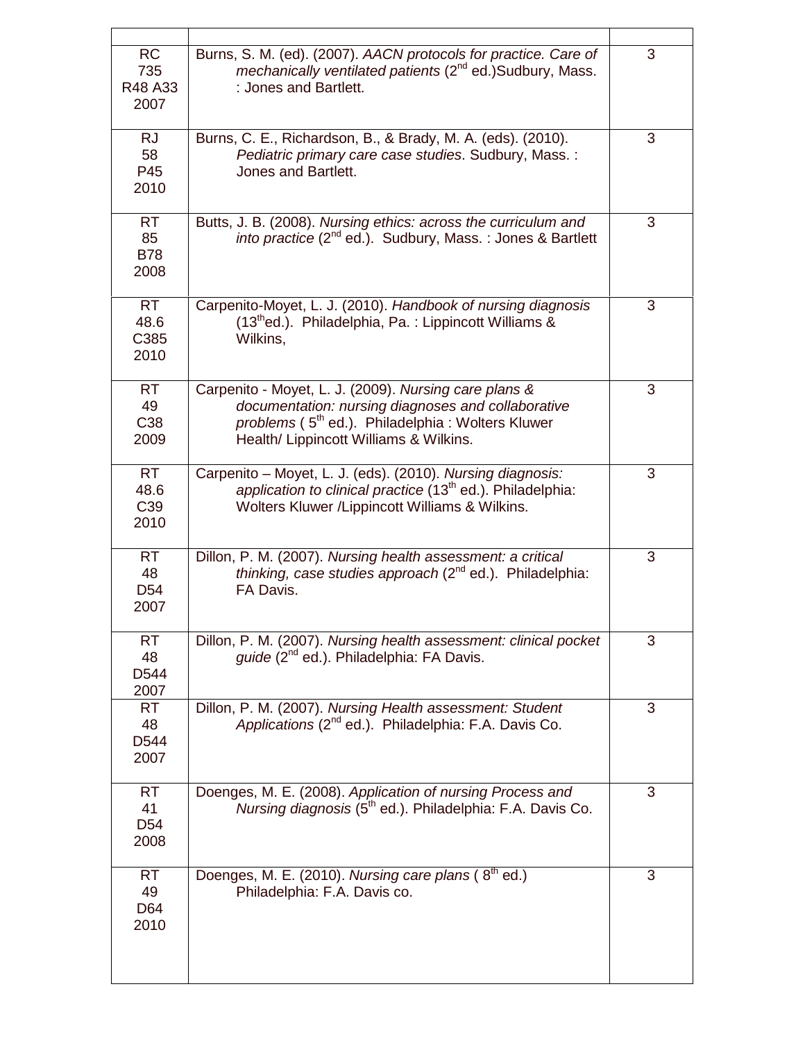| | | |
|---|---|---|
| RC 735 R48 A33 2007 | Burns, S. M. (ed). (2007). *AACN protocols for practice. Care of mechanically ventilated patients* (2nd ed.)Sudbury, Mass. : Jones and Bartlett. | 3 |
| RJ 58 P45 2010 | Burns, C. E., Richardson, B., & Brady, M. A. (eds). (2010). *Pediatric primary care case studies*. Sudbury, Mass. : Jones and Bartlett. | 3 |
| RT 85 B78 2008 | Butts, J. B. (2008). *Nursing ethics: across the curriculum and into practice* (2nd ed.). Sudbury, Mass. : Jones & Bartlett | 3 |
| RT 48.6 C385 2010 | Carpenito-Moyet, L. J. (2010). *Handbook of nursing diagnosis* (13th ed.). Philadelphia, Pa. : Lippincott Williams & Wilkins, | 3 |
| RT 49 C38 2009 | Carpenito - Moyet, L. J. (2009). *Nursing care plans & documentation: nursing diagnoses and collaborative problems* ( 5th ed.). Philadelphia : Wolters Kluwer Health/ Lippincott Williams & Wilkins. | 3 |
| RT 48.6 C39 2010 | Carpenito – Moyet, L. J. (eds). (2010). *Nursing diagnosis: application to clinical practice* (13th ed.). Philadelphia: Wolters Kluwer /Lippincott Williams & Wilkins. | 3 |
| RT 48 D54 2007 | Dillon, P. M. (2007). *Nursing health assessment: a critical thinking, case studies approach* (2nd ed.). Philadelphia: FA Davis. | 3 |
| RT 48 D544 2007 | Dillon, P. M. (2007). *Nursing health assessment: clinical pocket guide* (2nd ed.). Philadelphia: FA Davis. | 3 |
| RT 48 D544 2007 | Dillon, P. M. (2007). *Nursing Health assessment: Student Applications* (2nd ed.). Philadelphia: F.A. Davis Co. | 3 |
| RT 41 D54 2008 | Doenges, M. E. (2008). *Application of nursing Process and Nursing diagnosis* (5th ed.). Philadelphia: F.A. Davis Co. | 3 |
| RT 49 D64 2010 | Doenges, M. E. (2010). *Nursing care plans* ( 8th ed.) Philadelphia: F.A. Davis co. | 3 |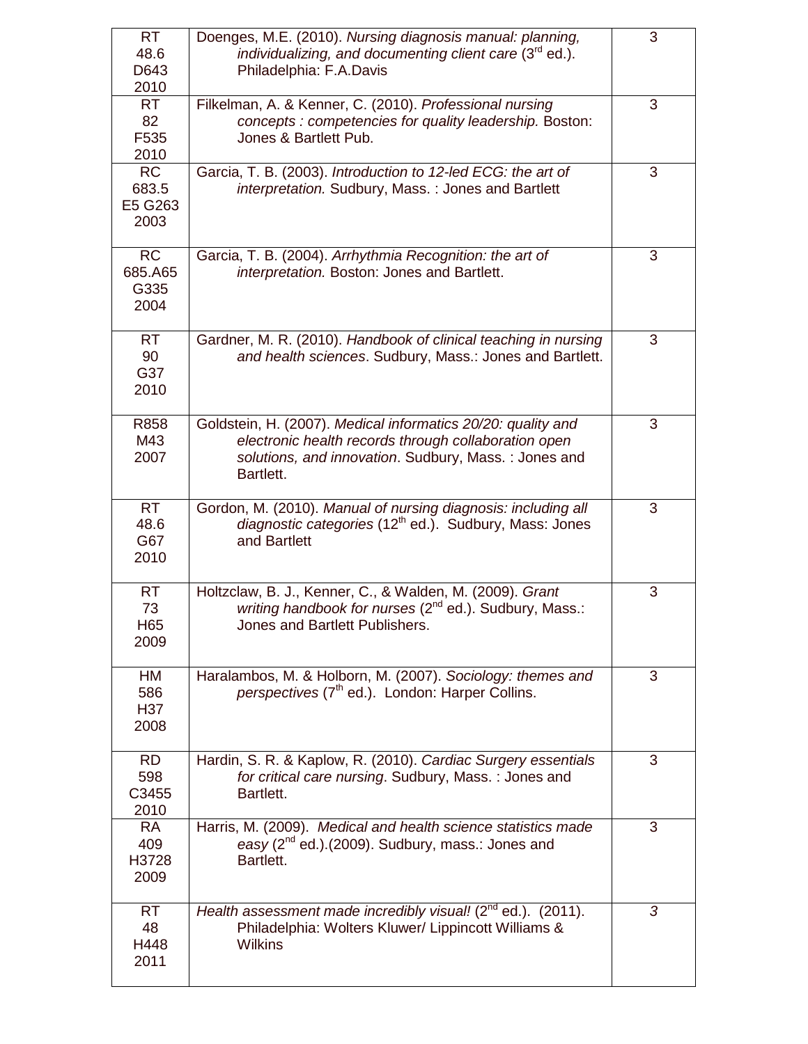| | | |
|---|---|---|
| RT 48.6 D643 2010 | Doenges, M.E. (2010). *Nursing diagnosis manual: planning, individualizing, and documenting client care* (3rd ed.). Philadelphia: F.A.Davis | 3 |
| RT 82 F535 2010 | Filkelman, A. & Kenner, C. (2010). *Professional nursing concepts : competencies for quality leadership.* Boston: Jones & Bartlett Pub. | 3 |
| RC 683.5 E5 G263 2003 | Garcia, T. B. (2003). *Introduction to 12-led ECG: the art of interpretation.* Sudbury, Mass. : Jones and Bartlett | 3 |
| RC 685.A65 G335 2004 | Garcia, T. B. (2004). *Arrhythmia Recognition: the art of interpretation.* Boston: Jones and Bartlett. | 3 |
| RT 90 G37 2010 | Gardner, M. R. (2010). *Handbook of clinical teaching in nursing and health sciences*. Sudbury, Mass.: Jones and Bartlett. | 3 |
| R858 M43 2007 | Goldstein, H. (2007). *Medical informatics 20/20: quality and electronic health records through collaboration open solutions, and innovation*. Sudbury, Mass. : Jones and Bartlett. | 3 |
| RT 48.6 G67 2010 | Gordon, M. (2010). *Manual of nursing diagnosis: including all diagnostic categories* (12th ed.). Sudbury, Mass: Jones and Bartlett | 3 |
| RT 73 H65 2009 | Holtzclaw, B. J., Kenner, C., & Walden, M. (2009). *Grant writing handbook for nurses* (2nd ed.). Sudbury, Mass.: Jones and Bartlett Publishers. | 3 |
| HM 586 H37 2008 | Haralambos, M. & Holborn, M. (2007). *Sociology: themes and perspectives* (7th ed.). London: Harper Collins. | 3 |
| RD 598 C3455 2010 | Hardin, S. R. & Kaplow, R. (2010). *Cardiac Surgery essentials for critical care nursing*. Sudbury, Mass. : Jones and Bartlett. | 3 |
| RA 409 H3728 2009 | Harris, M. (2009). *Medical and health science statistics made easy* (2nd ed.).(2009). Sudbury, mass.: Jones and Bartlett. | 3 |
| RT 48 H448 2011 | *Health assessment made incredibly visual!* (2nd ed.). (2011). Philadelphia: Wolters Kluwer/ Lippincott Williams & Wilkins | *3* |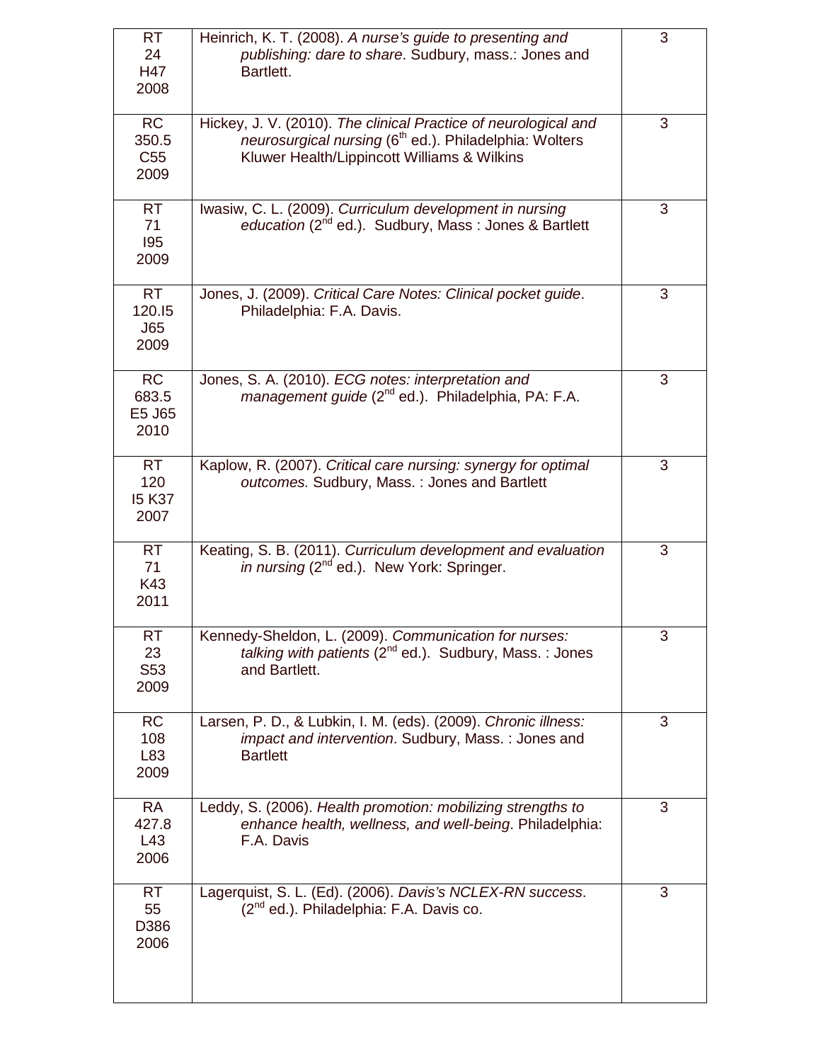| | | |
|---|---|---|
| RT 24 H47 2008 | Heinrich, K. T. (2008). *A nurse's guide to presenting and publishing: dare to share*. Sudbury, mass.: Jones and Bartlett. | 3 |
| RC 350.5 C55 2009 | Hickey, J. V. (2010). *The clinical Practice of neurological and neurosurgical nursing* (6th ed.). Philadelphia: Wolters Kluwer Health/Lippincott Williams & Wilkins | 3 |
| RT 71 I95 2009 | Iwasiw, C. L. (2009). *Curriculum development in nursing education* (2nd ed.). Sudbury, Mass : Jones & Bartlett | 3 |
| RT 120.I5 J65 2009 | Jones, J. (2009). *Critical Care Notes: Clinical pocket guide*. Philadelphia: F.A. Davis. | 3 |
| RC 683.5 E5 J65 2010 | Jones, S. A. (2010). *ECG notes: interpretation and management guide* (2nd ed.). Philadelphia, PA: F.A. | 3 |
| RT 120 I5 K37 2007 | Kaplow, R. (2007). *Critical care nursing: synergy for optimal outcomes.* Sudbury, Mass. : Jones and Bartlett | 3 |
| RT 71 K43 2011 | Keating, S. B. (2011). *Curriculum development and evaluation in nursing* (2nd ed.). New York: Springer. | 3 |
| RT 23 S53 2009 | Kennedy-Sheldon, L. (2009). *Communication for nurses: talking with patients* (2nd ed.). Sudbury, Mass. : Jones and Bartlett. | 3 |
| RC 108 L83 2009 | Larsen, P. D., & Lubkin, I. M. (eds). (2009). *Chronic illness: impact and intervention*. Sudbury, Mass. : Jones and Bartlett | 3 |
| RA 427.8 L43 2006 | Leddy, S. (2006). *Health promotion: mobilizing strengths to enhance health, wellness, and well-being*. Philadelphia: F.A. Davis | 3 |
| RT 55 D386 2006 | Lagerquist, S. L. (Ed). (2006). *Davis's NCLEX-RN success*. (2nd ed.). Philadelphia: F.A. Davis co. | 3 |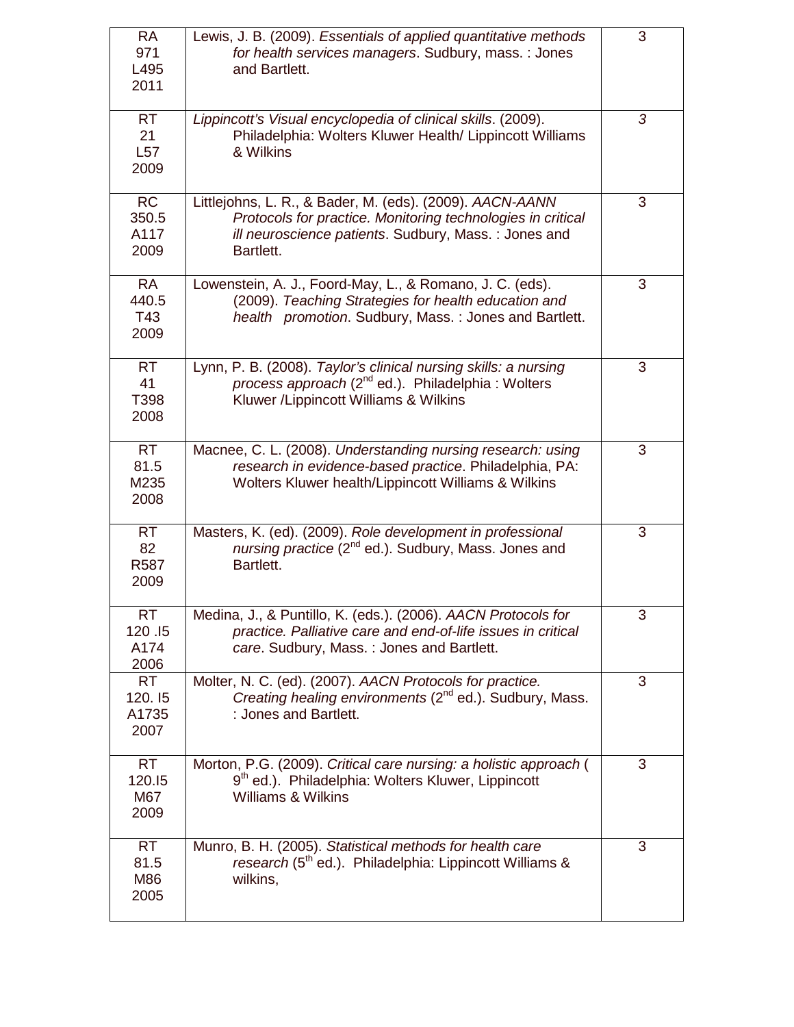| | | |
|---|---|---|
| RA 971 L495 2011 | Lewis, J. B. (2009). *Essentials of applied quantitative methods for health services managers*. Sudbury, mass. : Jones and Bartlett. | 3 |
| RT 21 L57 2009 | *Lippincott's Visual encyclopedia of clinical skills*. (2009). Philadelphia: Wolters Kluwer Health/ Lippincott Williams & Wilkins | *3* |
| RC 350.5 A117 2009 | Littlejohns, L. R., & Bader, M. (eds). (2009). *AACN-AANN Protocols for practice. Monitoring technologies in critical ill neuroscience patients*. Sudbury, Mass. : Jones and Bartlett. | 3 |
| RA 440.5 T43 2009 | Lowenstein, A. J., Foord-May, L., & Romano, J. C. (eds). (2009). *Teaching Strategies for health education and health promotion*. Sudbury, Mass. : Jones and Bartlett. | 3 |
| RT 41 T398 2008 | Lynn, P. B. (2008). *Taylor's clinical nursing skills: a nursing process approach* (2nd ed.). Philadelphia : Wolters Kluwer /Lippincott Williams & Wilkins | 3 |
| RT 81.5 M235 2008 | Macnee, C. L. (2008). *Understanding nursing research: using research in evidence-based practice*. Philadelphia, PA: Wolters Kluwer health/Lippincott Williams & Wilkins | 3 |
| RT 82 R587 2009 | Masters, K. (ed). (2009). *Role development in professional nursing practice* (2nd ed.). Sudbury, Mass. Jones and Bartlett. | 3 |
| RT 120 .I5 A174 2006 | Medina, J., & Puntillo, K. (eds.). (2006). *AACN Protocols for practice. Palliative care and end-of-life issues in critical care*. Sudbury, Mass. : Jones and Bartlett. | 3 |
| RT 120. I5 A1735 2007 | Molter, N. C. (ed). (2007). *AACN Protocols for practice. Creating healing environments* (2nd ed.). Sudbury, Mass. : Jones and Bartlett. | 3 |
| RT 120.I5 M67 2009 | Morton, P.G. (2009). *Critical care nursing: a holistic approach* ( 9th ed.). Philadelphia: Wolters Kluwer, Lippincott Williams & Wilkins | 3 |
| RT 81.5 M86 2005 | Munro, B. H. (2005). *Statistical methods for health care research* (5th ed.). Philadelphia: Lippincott Williams & wilkins, | 3 |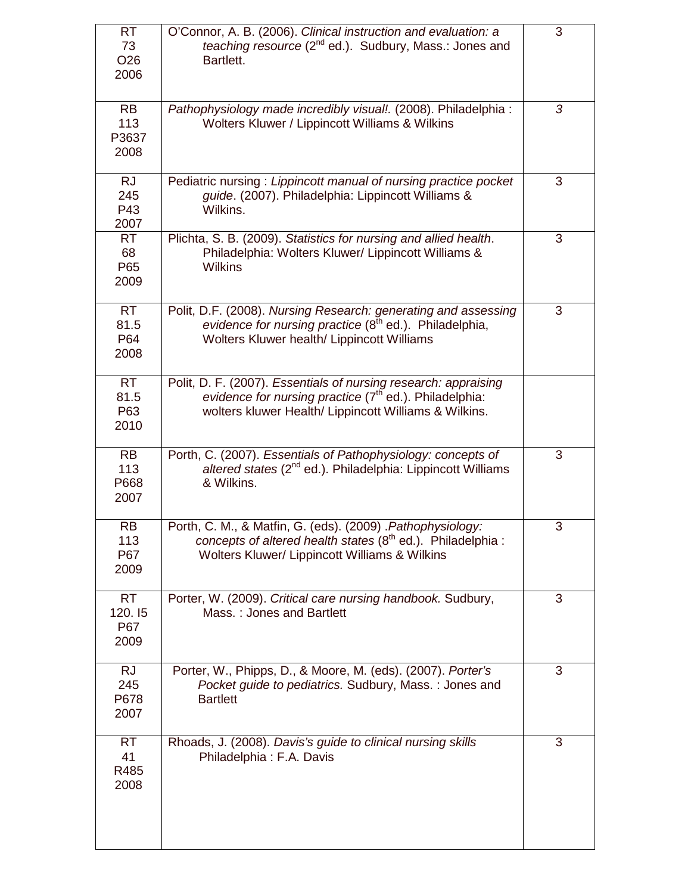| | | |
|---|---|---|
| RT 73 O26 2006 | O'Connor, A. B. (2006). *Clinical instruction and evaluation: a teaching resource* (2nd ed.). Sudbury, Mass.: Jones and Bartlett. | 3 |
| RB 113 P3637 2008 | *Pathophysiology made incredibly visual!.* (2008). Philadelphia : Wolters Kluwer / Lippincott Williams & Wilkins | *3* |
| RJ 245 P43 2007 | Pediatric nursing : *Lippincott manual of nursing practice pocket guide*. (2007). Philadelphia: Lippincott Williams & Wilkins. | 3 |
| RT 68 P65 2009 | Plichta, S. B. (2009). *Statistics for nursing and allied health*. Philadelphia: Wolters Kluwer/ Lippincott Williams & Wilkins | 3 |
| RT 81.5 P64 2008 | Polit, D.F. (2008). *Nursing Research: generating and assessing evidence for nursing practice* (8th ed.). Philadelphia, Wolters Kluwer health/ Lippincott Williams | 3 |
| RT 81.5 P63 2010 | Polit, D. F. (2007). *Essentials of nursing research: appraising evidence for nursing practice* (7th ed.). Philadelphia: wolters kluwer Health/ Lippincott Williams & Wilkins. | |
| RB 113 P668 2007 | Porth, C. (2007). *Essentials of Pathophysiology: concepts of altered states* (2nd ed.). Philadelphia: Lippincott Williams & Wilkins. | 3 |
| RB 113 P67 2009 | Porth, C. M., & Matfin, G. (eds). (2009) .*Pathophysiology: concepts of altered health states* (8th ed.). Philadelphia : Wolters Kluwer/ Lippincott Williams & Wilkins | 3 |
| RT 120. I5 P67 2009 | Porter, W. (2009). *Critical care nursing handbook.* Sudbury, Mass. : Jones and Bartlett | 3 |
| RJ 245 P678 2007 | Porter, W., Phipps, D., & Moore, M. (eds). (2007). *Porter's Pocket guide to pediatrics.* Sudbury, Mass. : Jones and Bartlett | 3 |
| RT 41 R485 2008 | Rhoads, J. (2008). *Davis's guide to clinical nursing skills* Philadelphia : F.A. Davis | 3 |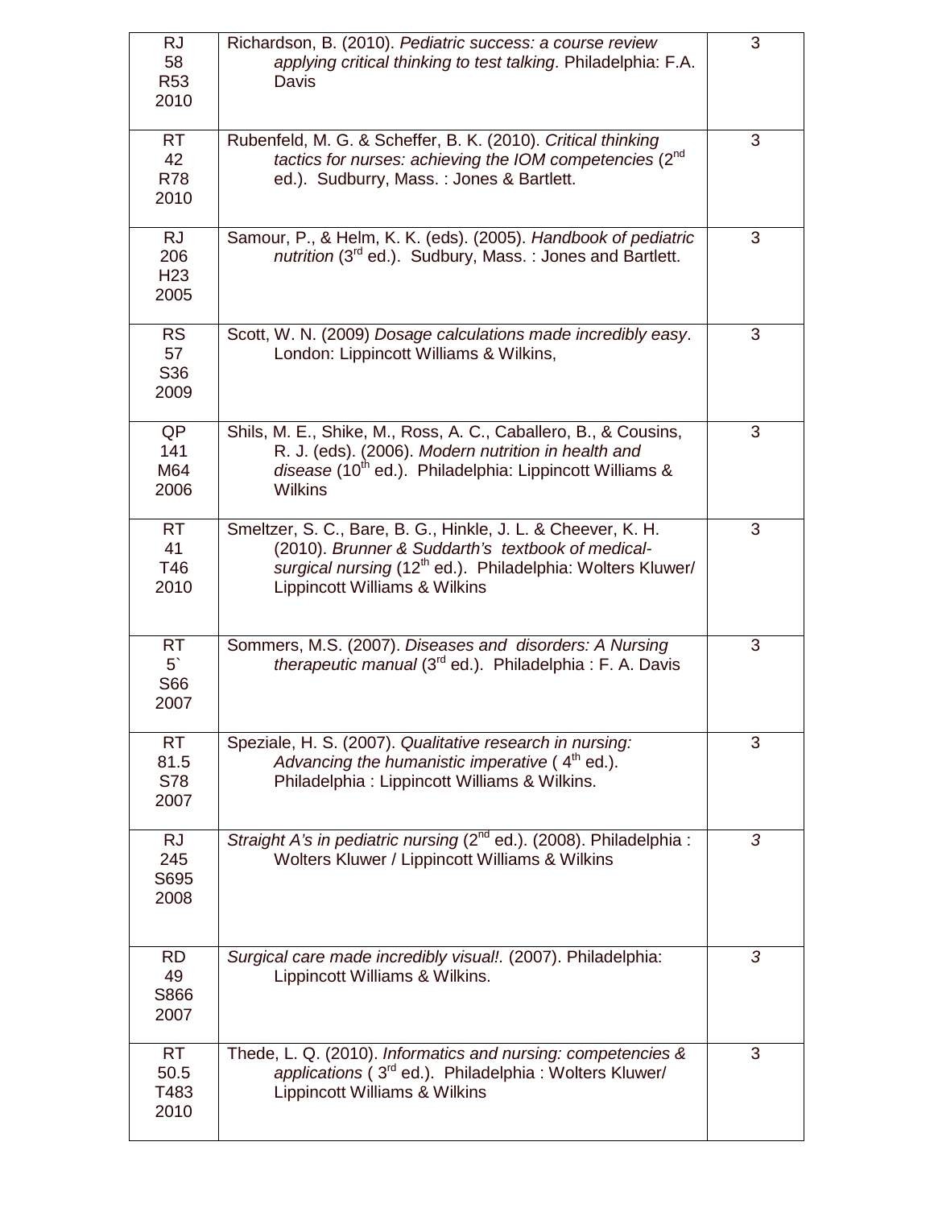| | | |
|---|---|---|
| RJ 58 R53 2010 | Richardson, B. (2010). *Pediatric success: a course review applying critical thinking to test talking*. Philadelphia: F.A. Davis | 3 |
| RT 42 R78 2010 | Rubenfeld, M. G. & Scheffer, B. K. (2010). *Critical thinking tactics for nurses: achieving the IOM competencies* (2nd ed.). Sudburry, Mass. : Jones & Bartlett. | 3 |
| RJ 206 H23 2005 | Samour, P., & Helm, K. K. (eds). (2005). *Handbook of pediatric nutrition* (3rd ed.). Sudbury, Mass. : Jones and Bartlett. | 3 |
| RS 57 S36 2009 | Scott, W. N. (2009) *Dosage calculations made incredibly easy*. London: Lippincott Williams & Wilkins, | 3 |
| QP 141 M64 2006 | Shils, M. E., Shike, M., Ross, A. C., Caballero, B., & Cousins, R. J. (eds). (2006). *Modern nutrition in health and disease* (10th ed.). Philadelphia: Lippincott Williams & Wilkins | 3 |
| RT 41 T46 2010 | Smeltzer, S. C., Bare, B. G., Hinkle, J. L. & Cheever, K. H. (2010). *Brunner & Suddarth's textbook of medical-surgical nursing* (12th ed.). Philadelphia: Wolters Kluwer/ Lippincott Williams & Wilkins | 3 |
| RT 5` S66 2007 | Sommers, M.S. (2007). *Diseases and disorders: A Nursing therapeutic manual* (3rd ed.). Philadelphia : F. A. Davis | 3 |
| RT 81.5 S78 2007 | Speziale, H. S. (2007). *Qualitative research in nursing: Advancing the humanistic imperative* ( 4th ed.). Philadelphia : Lippincott Williams & Wilkins. | 3 |
| RJ 245 S695 2008 | *Straight A's in pediatric nursing* (2nd ed.). (2008). Philadelphia : Wolters Kluwer / Lippincott Williams & Wilkins | *3* |
| RD 49 S866 2007 | *Surgical care made incredibly visual!.* (2007). Philadelphia: Lippincott Williams & Wilkins. | *3* |
| RT 50.5 T483 2010 | Thede, L. Q. (2010). *Informatics and nursing: competencies & applications* ( 3rd ed.). Philadelphia : Wolters Kluwer/ Lippincott Williams & Wilkins | 3 |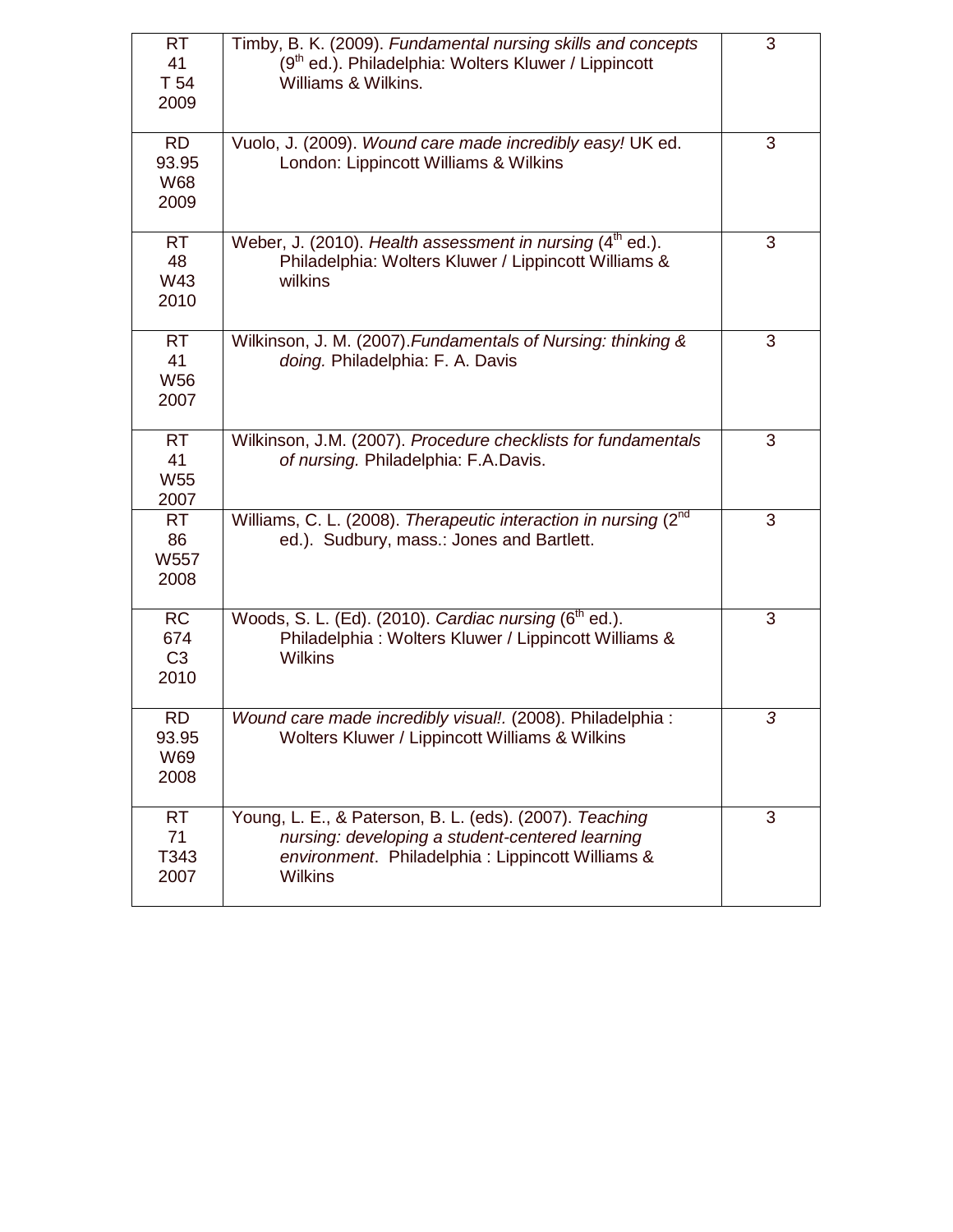| RT 41 T 54 2009 | Timby, B. K. (2009). *Fundamental nursing skills and concepts* (9th ed.). Philadelphia: Wolters Kluwer / Lippincott Williams & Wilkins. | 3 |
|---|---|---|
| RD 93.95 W68 2009 | Vuolo, J. (2009). *Wound care made incredibly easy!* UK ed. London: Lippincott Williams & Wilkins | 3 |
| RT 48 W43 2010 | Weber, J. (2010). *Health assessment in nursing* (4th ed.). Philadelphia: Wolters Kluwer / Lippincott Williams & wilkins | 3 |
| RT 41 W56 2007 | Wilkinson, J. M. (2007).*Fundamentals of Nursing: thinking & doing.* Philadelphia: F. A. Davis | 3 |
| RT 41 W55 2007 | Wilkinson, J.M. (2007). *Procedure checklists for fundamentals of nursing.* Philadelphia: F.A.Davis. | 3 |
| RT 86 W557 2008 | Williams, C. L. (2008). *Therapeutic interaction in nursing* (2nd ed.). Sudbury, mass.: Jones and Bartlett. | 3 |
| RC 674 C3 2010 | Woods, S. L. (Ed). (2010). *Cardiac nursing* (6th ed.). Philadelphia : Wolters Kluwer / Lippincott Williams & Wilkins | 3 |
| RD 93.95 W69 2008 | *Wound care made incredibly visual!.* (2008). Philadelphia : Wolters Kluwer / Lippincott Williams & Wilkins | *3* |
| RT 71 T343 2007 | Young, L. E., & Paterson, B. L. (eds). (2007). *Teaching nursing: developing a student-centered learning environment*. Philadelphia : Lippincott Williams & Wilkins | 3 |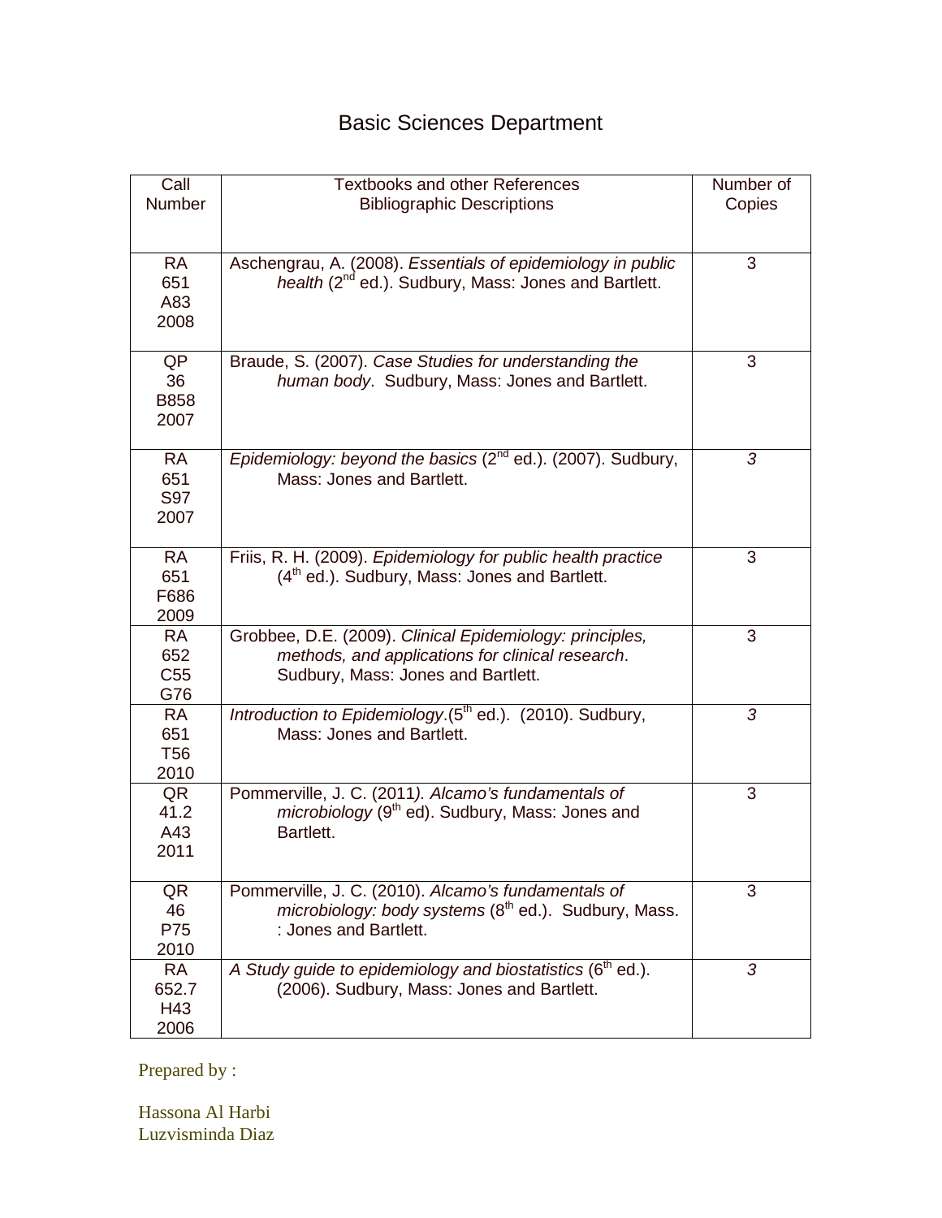# Basic Sciences Department

| Call Number | Textbooks and other References Bibliographic Descriptions | Number of Copies |
|---|---|---|
| RA 651 A83 2008 | Aschengrau, A. (2008). *Essentials of epidemiology in public health* (2nd ed.). Sudbury, Mass: Jones and Bartlett. | 3 |
| QP 36 B858 2007 | Braude, S. (2007). *Case Studies for understanding the human body*. Sudbury, Mass: Jones and Bartlett. | 3 |
| RA 651 S97 2007 | *Epidemiology: beyond the basics* (2nd ed.). (2007). Sudbury, Mass: Jones and Bartlett. | *3* |
| RA 651 F686 2009 | Friis, R. H. (2009). *Epidemiology for public health practice* (4th ed.). Sudbury, Mass: Jones and Bartlett. | 3 |
| RA 652 C55 G76 | Grobbee, D.E. (2009). *Clinical Epidemiology: principles, methods, and applications for clinical research*. Sudbury, Mass: Jones and Bartlett. | 3 |
| RA 651 T56 2010 | *Introduction to Epidemiology*.(5th ed.). (2010). Sudbury, Mass: Jones and Bartlett. | *3* |
| QR 41.2 A43 2011 | Pommerville, J. C. (2011*). Alcamo's fundamentals of microbiology* (9th ed). Sudbury, Mass: Jones and Bartlett. | 3 |
| QR 46 P75 2010 | Pommerville, J. C. (2010). *Alcamo's fundamentals of microbiology: body systems* (8th ed.). Sudbury, Mass. : Jones and Bartlett. | 3 |
| RA 652.7 H43 2006 | *A Study guide to epidemiology and biostatistics* (6th ed.). (2006). Sudbury, Mass: Jones and Bartlett. | *3* |

Prepared by :

Hassona Al Harbi
Luzvisminda Diaz